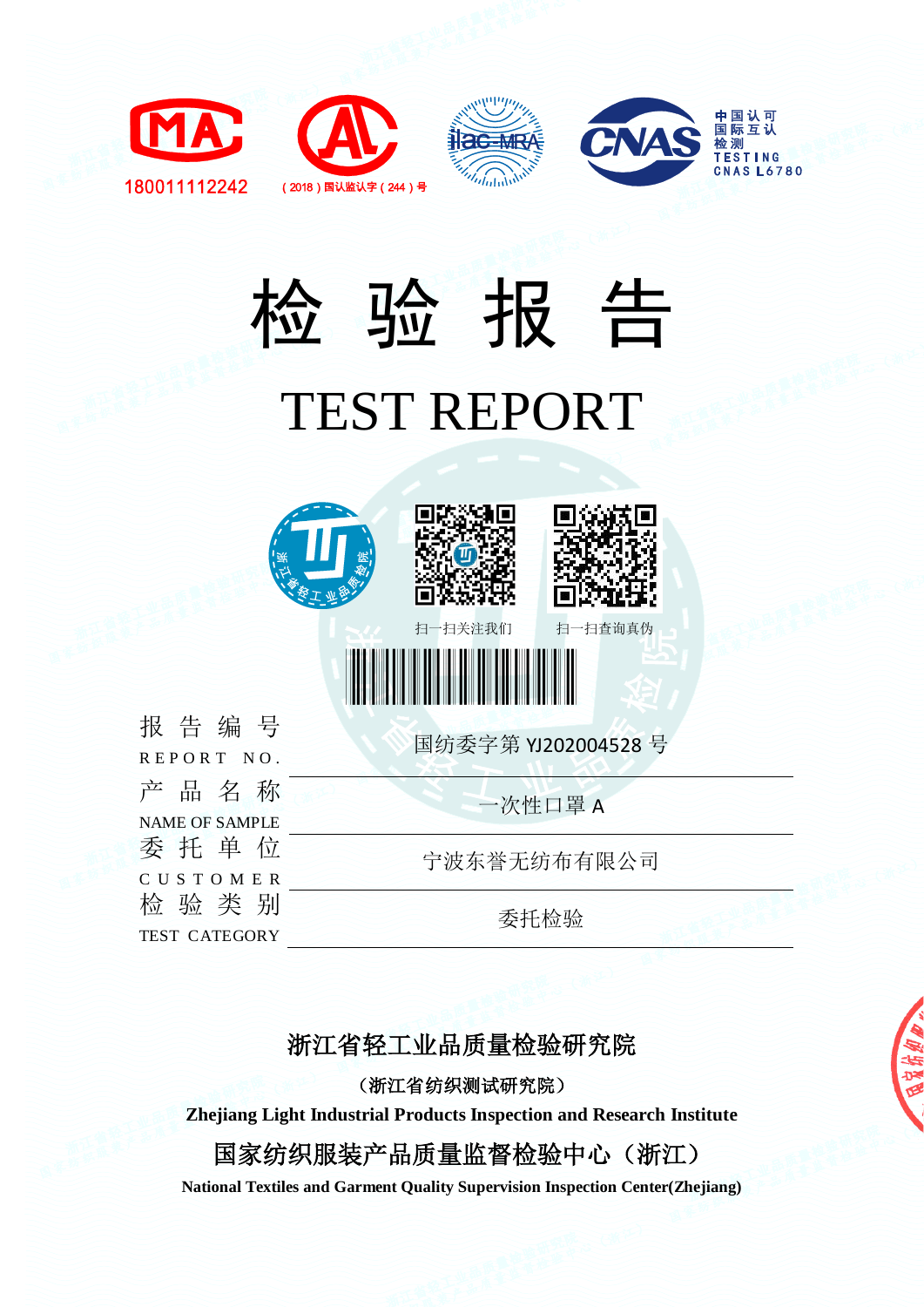180011112242

（2018）国认监认字（244）号

中国认可
国际互认
检测
TESTING
CNAS L6780

# 检 验 报 告

# TEST REPORT

扫一扫关注我们

扫一扫查询真伪

| | |
|---|---|
| 报 告 编 号 REPORT NO. | 国纺委字第 YJ202004528 号 |
| 产 品 名 称 NAME OF SAMPLE | 一次性口罩 A |
| 委 托 单 位 CUSTOMER | 宁波东誉无纺布有限公司 |
| 检 验 类 别 TEST CATEGORY | 委托检验 |

## 浙江省轻工业品质量检验研究院

（浙江省纺织测试研究院）

**Zhejiang Light Industrial Products Inspection and Research Institute**

## 国家纺织服装产品质量监督检验中心（浙江）

**National Textiles and Garment Quality Supervision Inspection Center(Zhejiang)**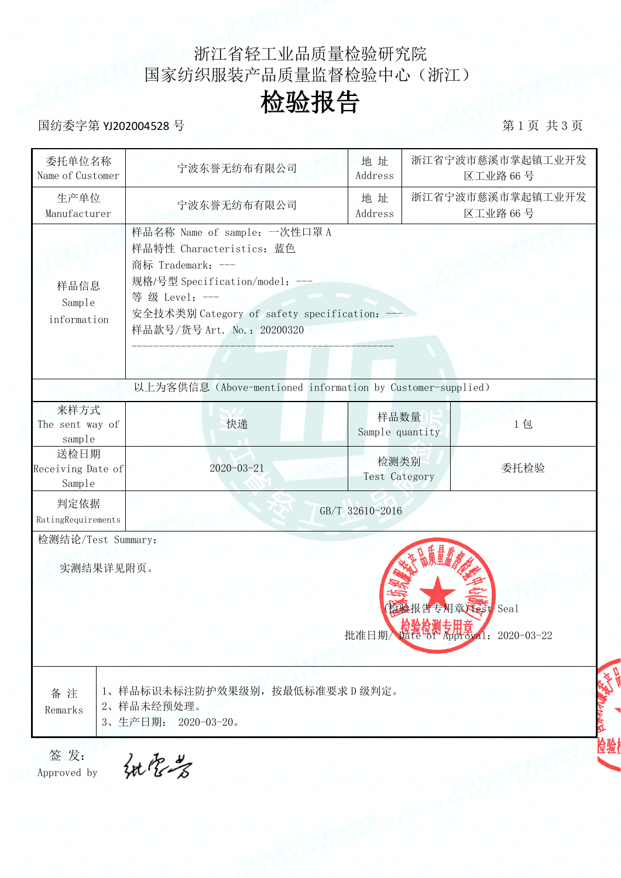浙江省轻工业品质量检验研究院

国家纺织服装产品质量监督检验中心（浙江）

# 检验报告

国纺委字第 YJ202004528 号

| | | | |
|---|---|---|---|
| 委托单位名称 Name of Customer | 宁波东誉无纺布有限公司 | 地 址 Address | 浙江省宁波市慈溪市掌起镇工业开发区工业路 66 号 |
| 生产单位 Manufacturer | 宁波东誉无纺布有限公司 | 地 址 Address | 浙江省宁波市慈溪市掌起镇工业开发区工业路 66 号 |
| 样品信息 Sample information | 样品名称 Name of sample：一次性口罩 A<br>样品特性 Characteristics：蓝色<br>商标 Trademark：---<br>规格/号型 Specification/model：---<br>等 级 Level：---<br>安全技术类别 Category of safety specification：---<br>样品款号/货号 Art. No.：20200320<br>----------------------------------------------- | | |
| 以上为客供信息（Above-mentioned information by Customer-supplied） | | | |
| 来样方式 The sent way of sample | 快递 | 样品数量 Sample quantity | 1 包 |
| 送检日期 Receiving Date of Sample | 2020-03-21 | 检测类别 Test Category | 委托检验 |
| 判定依据 RatingRequirements | GB/T 32610-2016 | | |

检测结论/Test Summary：

实测结果详见附页。

（检验报告专用章/Test Seal

批准日期/ Date of Approval：2020-03-22

| | |
|---|---|
| 备 注 Remarks | 1、样品标识未标注防护效果级别，按最低标准要求 D 级判定。<br>2、样品未经预处理。<br>3、生产日期： 2020-03-20。 |

签 发：
Approved by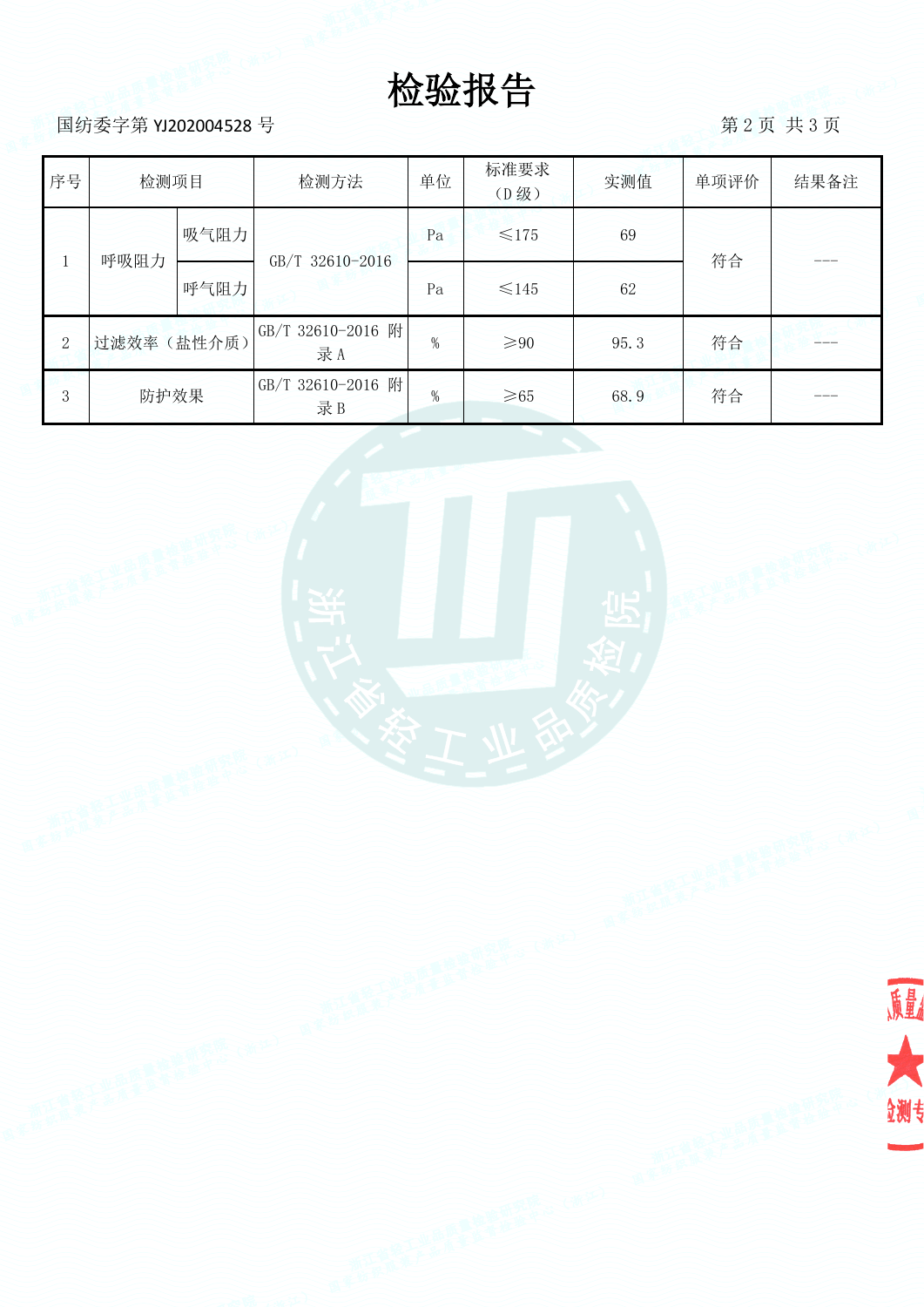# 检验报告

国纺委字第 YJ202004528 号

| 序号 | 检测项目 | | 检测方法 | 单位 | 标准要求（D 级） | 实测值 | 单项评价 | 结果备注 |
| --- | --- | --- | --- | --- | --- | --- | --- | --- |
| 1 | 呼吸阻力 | 吸气阻力 | GB/T 32610-2016 | Pa | ≤175 | 69 | 符合 | --- |
| | | 呼气阻力 | | Pa | ≤145 | 62 | | |
| 2 | 过滤效率（盐性介质） | | GB/T 32610-2016 附录 A | % | ≥90 | 95.3 | 符合 | --- |
| 3 | 防护效果 | | GB/T 32610-2016 附录 B | % | ≥65 | 68.9 | 符合 | --- |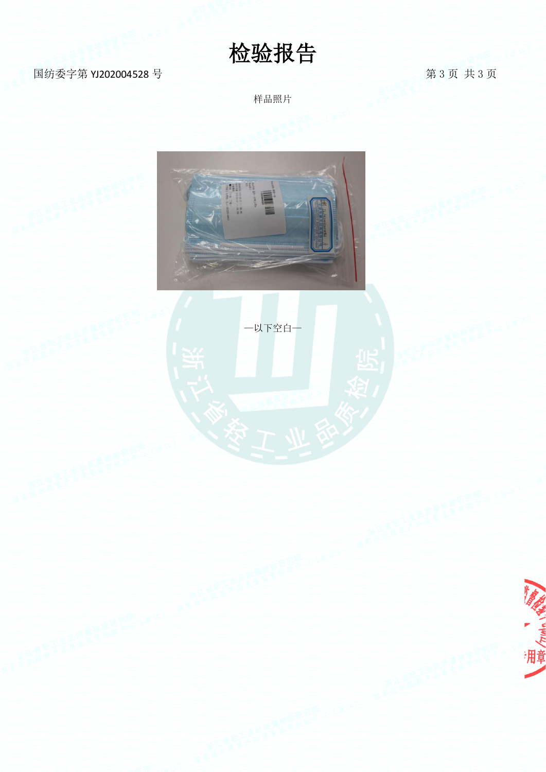# 检验报告

国纺委字第 YJ202004528 号

样品照片

—以下空白—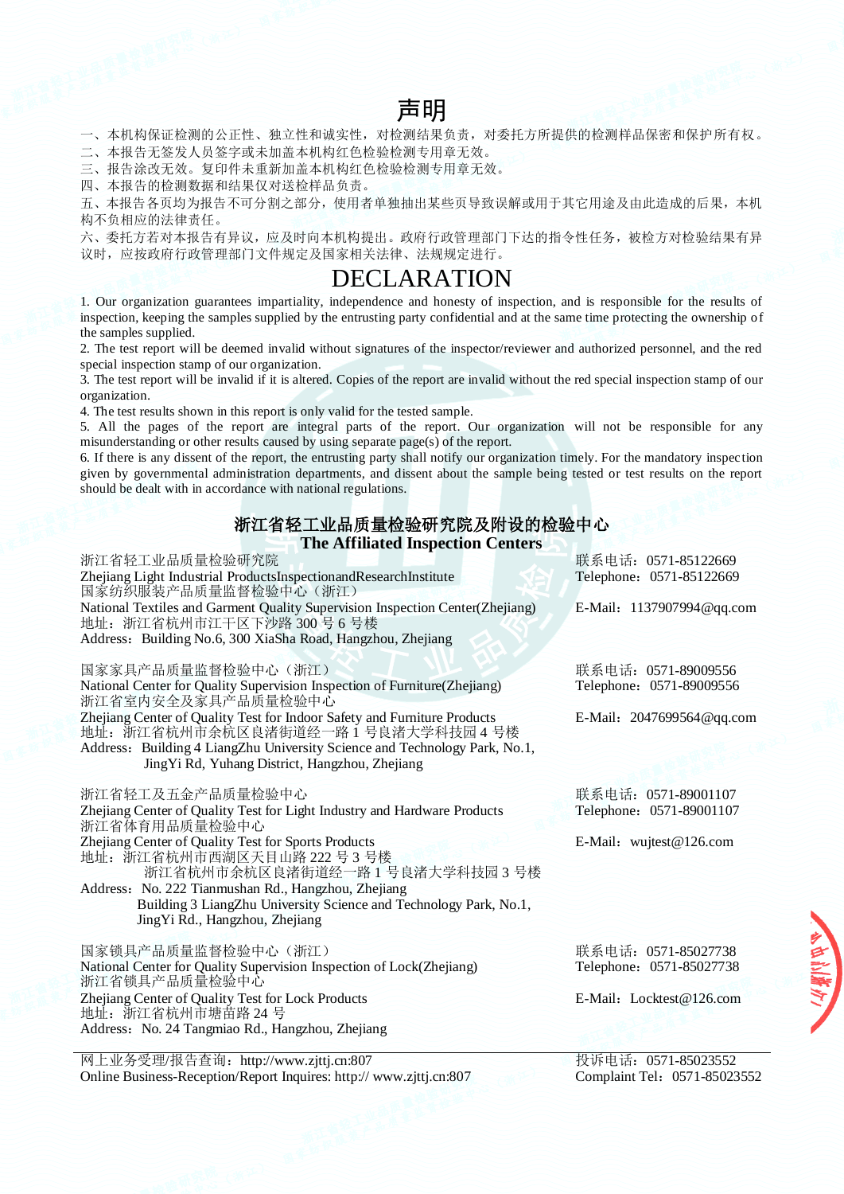# 声明

一、本机构保证检测的公正性、独立性和诚实性，对检测结果负责，对委托方所提供的检测样品保密和保护所有权。
二、本报告无签发人员签字或未加盖本机构红色检验检测专用章无效。
三、报告涂改无效。复印件未重新加盖本机构红色检验检测专用章无效。
四、本报告的检测数据和结果仅对送检样品负责。
五、本报告各页均为报告不可分割之部分，使用者单独抽出某些页导致误解或用于其它用途及由此造成的后果，本机构不负相应的法律责任。
六、委托方若对本报告有异议，应及时向本机构提出。政府行政管理部门下达的指令性任务，被检方对检验结果有异议时，应按政府行政管理部门文件规定及国家相关法律、法规规定进行。

# DECLARATION

1. Our organization guarantees impartiality, independence and honesty of inspection, and is responsible for the results of inspection, keeping the samples supplied by the entrusting party confidential and at the same time protecting the ownership of the samples supplied.
2. The test report will be deemed invalid without signatures of the inspector/reviewer and authorized personnel, and the red special inspection stamp of our organization.
3. The test report will be invalid if it is altered. Copies of the report are invalid without the red special inspection stamp of our organization.
4. The test results shown in this report is only valid for the tested sample.
5. All the pages of the report are integral parts of the report. Our organization will not be responsible for any misunderstanding or other results caused by using separate page(s) of the report.
6. If there is any dissent of the report, the entrusting party shall notify our organization timely. For the mandatory inspection given by governmental administration departments, and dissent about the sample being tested or test results on the report should be dealt with in accordance with national regulations.

## 浙江省轻工业品质量检验研究院及附设的检验中心
## The Affiliated Inspection Centers

浙江省轻工业品质量检验研究院
Zhejiang Light Industrial ProductsInspectionandResearchInstitute
国家纺织服装产品质量监督检验中心（浙江）
National Textiles and Garment Quality Supervision Inspection Center(Zhejiang)
地址：浙江省杭州市江干区下沙路 300 号 6 号楼
Address：Building No.6, 300 XiaSha Road, Hangzhou, Zhejiang

联系电话：0571-85122669
Telephone：0571-85122669
E-Mail：1137907994@qq.com

国家家具产品质量监督检验中心（浙江）
National Center for Quality Supervision Inspection of Furniture(Zhejiang)
浙江省室内安全及家具产品质量检验中心
Zhejiang Center of Quality Test for Indoor Safety and Furniture Products
地址：浙江省杭州市余杭区良渚街道经一路 1 号良渚大学科技园 4 号楼
Address：Building 4 LiangZhu University Science and Technology Park, No.1, JingYi Rd, Yuhang District, Hangzhou, Zhejiang

联系电话：0571-89009556
Telephone：0571-89009556
E-Mail：2047699564@qq.com

浙江省轻工及五金产品质量检验中心
Zhejiang Center of Quality Test for Light Industry and Hardware Products
浙江省体育用品质量检验中心
Zhejiang Center of Quality Test for Sports Products
地址：浙江省杭州市西湖区天目山路 222 号 3 号楼
浙江省杭州市余杭区良渚街道经一路 1 号良渚大学科技园 3 号楼
Address：No. 222 Tianmushan Rd., Hangzhou, Zhejiang
Building 3 LiangZhu University Science and Technology Park, No.1, JingYi Rd., Hangzhou, Zhejiang

联系电话：0571-89001107
Telephone：0571-89001107
E-Mail：wujtest@126.com

国家锁具产品质量监督检验中心（浙江）
National Center for Quality Supervision Inspection of Lock(Zhejiang)
浙江省锁具产品质量检验中心
Zhejiang Center of Quality Test for Lock Products
地址：浙江省杭州市塘苗路 24 号
Address：No. 24 Tangmiao Rd., Hangzhou, Zhejiang

联系电话：0571-85027738
Telephone：0571-85027738
E-Mail：Locktest@126.com

网上业务受理/报告查询：http://www.zjttj.cn:807
Online Business-Reception/Report Inquires: http:// www.zjttj.cn:807

投诉电话：0571-85023552
Complaint Tel：0571-85023552